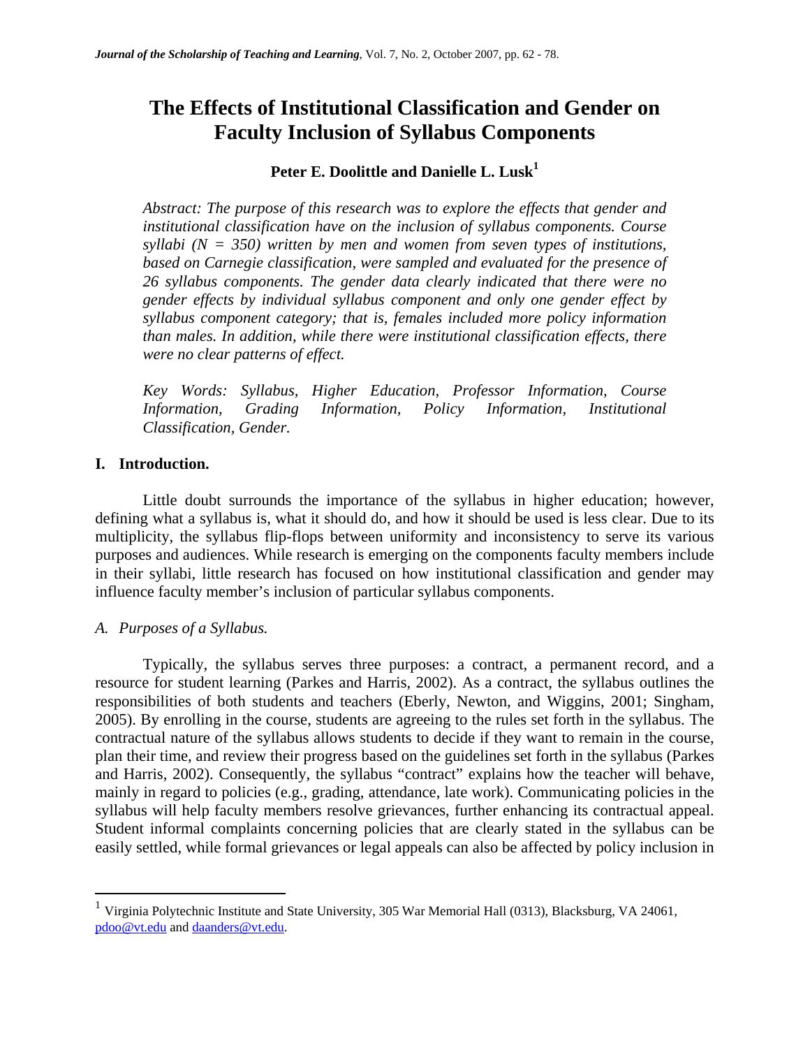# The Effects of Institutional Classification and Gender on Faculty Inclusion of Syllabus Components

**Peter E. Doolittle and Danielle L. Lusk[1]**

*Abstract: The purpose of this research was to explore the effects that gender and institutional classification have on the inclusion of syllabus components. Course syllabi (N = 350) written by men and women from seven types of institutions, based on Carnegie classification, were sampled and evaluated for the presence of 26 syllabus components. The gender data clearly indicated that there were no gender effects by individual syllabus component and only one gender effect by syllabus component category; that is, females included more policy information than males. In addition, while there were institutional classification effects, there were no clear patterns of effect.*

*Key Words: Syllabus, Higher Education, Professor Information, Course Information, Grading Information, Policy Information, Institutional Classification, Gender.*

## I. Introduction.

Little doubt surrounds the importance of the syllabus in higher education; however, defining what a syllabus is, what it should do, and how it should be used is less clear. Due to its multiplicity, the syllabus flip-flops between uniformity and inconsistency to serve its various purposes and audiences. While research is emerging on the components faculty members include in their syllabi, little research has focused on how institutional classification and gender may influence faculty member's inclusion of particular syllabus components.

### *A. Purposes of a Syllabus.*

Typically, the syllabus serves three purposes: a contract, a permanent record, and a resource for student learning (Parkes and Harris, 2002). As a contract, the syllabus outlines the responsibilities of both students and teachers (Eberly, Newton, and Wiggins, 2001; Singham, 2005). By enrolling in the course, students are agreeing to the rules set forth in the syllabus. The contractual nature of the syllabus allows students to decide if they want to remain in the course, plan their time, and review their progress based on the guidelines set forth in the syllabus (Parkes and Harris, 2002). Consequently, the syllabus "contract" explains how the teacher will behave, mainly in regard to policies (e.g., grading, attendance, late work). Communicating policies in the syllabus will help faculty members resolve grievances, further enhancing its contractual appeal. Student informal complaints concerning policies that are clearly stated in the syllabus can be easily settled, while formal grievances or legal appeals can also be affected by policy inclusion in

---

[1] Virginia Polytechnic Institute and State University, 305 War Memorial Hall (0313), Blacksburg, VA 24061, pdoo@vt.edu and daanders@vt.edu.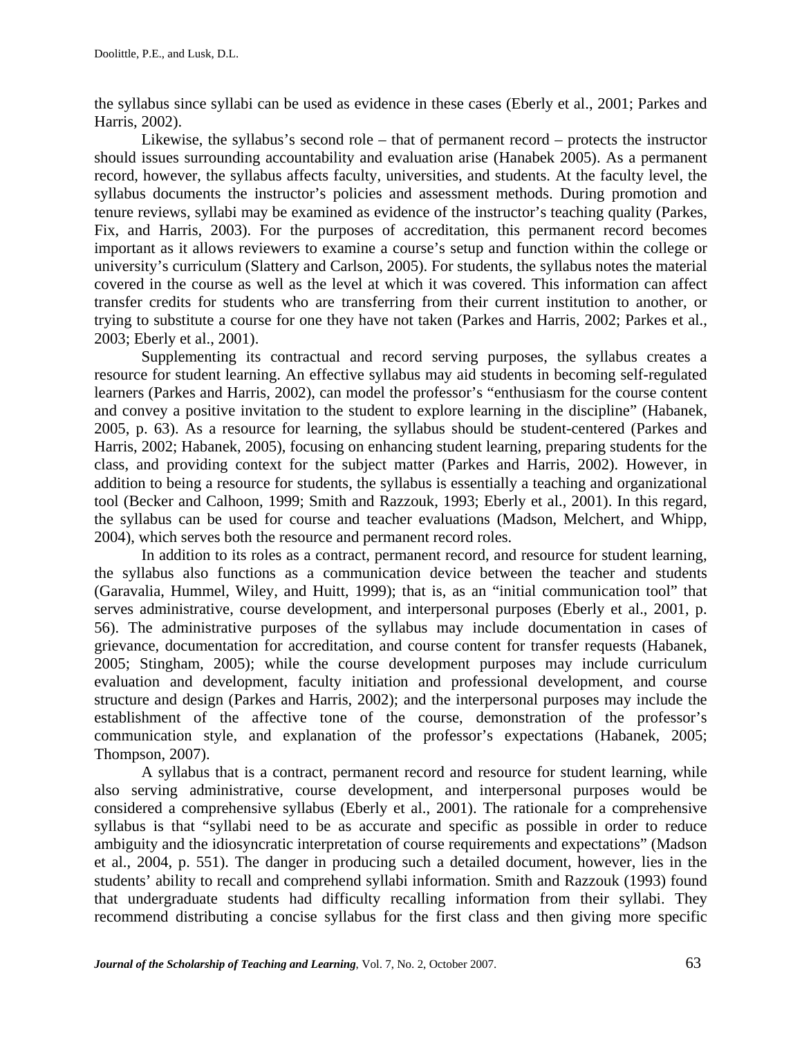the syllabus since syllabi can be used as evidence in these cases (Eberly et al., 2001; Parkes and Harris, 2002).

Likewise, the syllabus's second role – that of permanent record – protects the instructor should issues surrounding accountability and evaluation arise (Hanabek 2005). As a permanent record, however, the syllabus affects faculty, universities, and students. At the faculty level, the syllabus documents the instructor's policies and assessment methods. During promotion and tenure reviews, syllabi may be examined as evidence of the instructor's teaching quality (Parkes, Fix, and Harris, 2003). For the purposes of accreditation, this permanent record becomes important as it allows reviewers to examine a course's setup and function within the college or university's curriculum (Slattery and Carlson, 2005). For students, the syllabus notes the material covered in the course as well as the level at which it was covered. This information can affect transfer credits for students who are transferring from their current institution to another, or trying to substitute a course for one they have not taken (Parkes and Harris, 2002; Parkes et al., 2003; Eberly et al., 2001).

Supplementing its contractual and record serving purposes, the syllabus creates a resource for student learning. An effective syllabus may aid students in becoming self-regulated learners (Parkes and Harris, 2002), can model the professor's "enthusiasm for the course content and convey a positive invitation to the student to explore learning in the discipline" (Habanek, 2005, p. 63). As a resource for learning, the syllabus should be student-centered (Parkes and Harris, 2002; Habanek, 2005), focusing on enhancing student learning, preparing students for the class, and providing context for the subject matter (Parkes and Harris, 2002). However, in addition to being a resource for students, the syllabus is essentially a teaching and organizational tool (Becker and Calhoon, 1999; Smith and Razzouk, 1993; Eberly et al., 2001). In this regard, the syllabus can be used for course and teacher evaluations (Madson, Melchert, and Whipp, 2004), which serves both the resource and permanent record roles.

In addition to its roles as a contract, permanent record, and resource for student learning, the syllabus also functions as a communication device between the teacher and students (Garavalia, Hummel, Wiley, and Huitt, 1999); that is, as an "initial communication tool" that serves administrative, course development, and interpersonal purposes (Eberly et al., 2001, p. 56). The administrative purposes of the syllabus may include documentation in cases of grievance, documentation for accreditation, and course content for transfer requests (Habanek, 2005; Stingham, 2005); while the course development purposes may include curriculum evaluation and development, faculty initiation and professional development, and course structure and design (Parkes and Harris, 2002); and the interpersonal purposes may include the establishment of the affective tone of the course, demonstration of the professor's communication style, and explanation of the professor's expectations (Habanek, 2005; Thompson, 2007).

A syllabus that is a contract, permanent record and resource for student learning, while also serving administrative, course development, and interpersonal purposes would be considered a comprehensive syllabus (Eberly et al., 2001). The rationale for a comprehensive syllabus is that "syllabi need to be as accurate and specific as possible in order to reduce ambiguity and the idiosyncratic interpretation of course requirements and expectations" (Madson et al., 2004, p. 551). The danger in producing such a detailed document, however, lies in the students' ability to recall and comprehend syllabi information. Smith and Razzouk (1993) found that undergraduate students had difficulty recalling information from their syllabi. They recommend distributing a concise syllabus for the first class and then giving more specific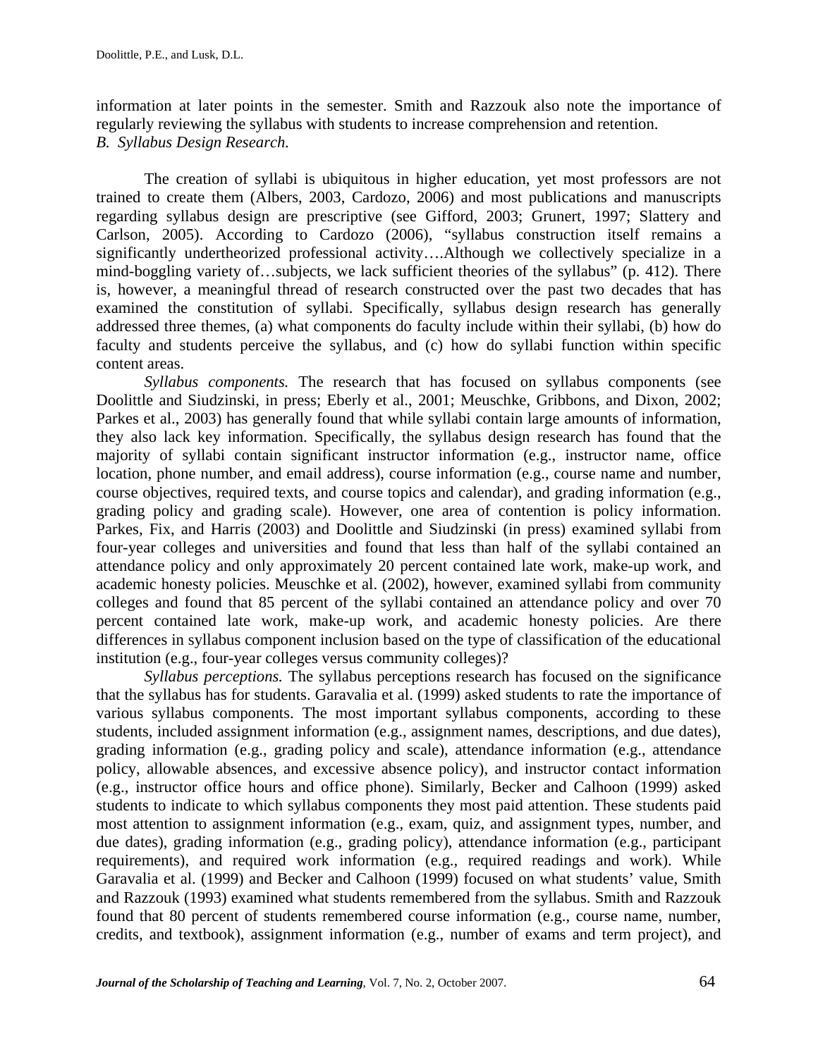information at later points in the semester. Smith and Razzouk also note the importance of regularly reviewing the syllabus with students to increase comprehension and retention.

*B. Syllabus Design Research.*

The creation of syllabi is ubiquitous in higher education, yet most professors are not trained to create them (Albers, 2003, Cardozo, 2006) and most publications and manuscripts regarding syllabus design are prescriptive (see Gifford, 2003; Grunert, 1997; Slattery and Carlson, 2005). According to Cardozo (2006), "syllabus construction itself remains a significantly undertheorized professional activity….Although we collectively specialize in a mind-boggling variety of…subjects, we lack sufficient theories of the syllabus" (p. 412). There is, however, a meaningful thread of research constructed over the past two decades that has examined the constitution of syllabi. Specifically, syllabus design research has generally addressed three themes, (a) what components do faculty include within their syllabi, (b) how do faculty and students perceive the syllabus, and (c) how do syllabi function within specific content areas.

*Syllabus components.* The research that has focused on syllabus components (see Doolittle and Siudzinski, in press; Eberly et al., 2001; Meuschke, Gribbons, and Dixon, 2002; Parkes et al., 2003) has generally found that while syllabi contain large amounts of information, they also lack key information. Specifically, the syllabus design research has found that the majority of syllabi contain significant instructor information (e.g., instructor name, office location, phone number, and email address), course information (e.g., course name and number, course objectives, required texts, and course topics and calendar), and grading information (e.g., grading policy and grading scale). However, one area of contention is policy information. Parkes, Fix, and Harris (2003) and Doolittle and Siudzinski (in press) examined syllabi from four-year colleges and universities and found that less than half of the syllabi contained an attendance policy and only approximately 20 percent contained late work, make-up work, and academic honesty policies. Meuschke et al. (2002), however, examined syllabi from community colleges and found that 85 percent of the syllabi contained an attendance policy and over 70 percent contained late work, make-up work, and academic honesty policies. Are there differences in syllabus component inclusion based on the type of classification of the educational institution (e.g., four-year colleges versus community colleges)?

*Syllabus perceptions.* The syllabus perceptions research has focused on the significance that the syllabus has for students. Garavalia et al. (1999) asked students to rate the importance of various syllabus components. The most important syllabus components, according to these students, included assignment information (e.g., assignment names, descriptions, and due dates), grading information (e.g., grading policy and scale), attendance information (e.g., attendance policy, allowable absences, and excessive absence policy), and instructor contact information (e.g., instructor office hours and office phone). Similarly, Becker and Calhoon (1999) asked students to indicate to which syllabus components they most paid attention. These students paid most attention to assignment information (e.g., exam, quiz, and assignment types, number, and due dates), grading information (e.g., grading policy), attendance information (e.g., participant requirements), and required work information (e.g., required readings and work). While Garavalia et al. (1999) and Becker and Calhoon (1999) focused on what students' value, Smith and Razzouk (1993) examined what students remembered from the syllabus. Smith and Razzouk found that 80 percent of students remembered course information (e.g., course name, number, credits, and textbook), assignment information (e.g., number of exams and term project), and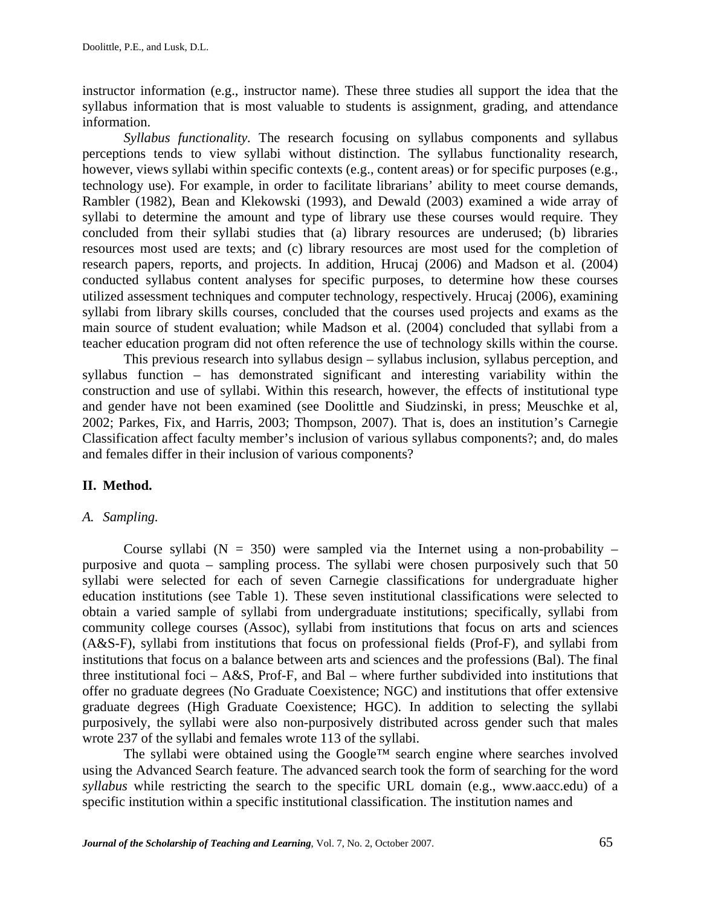instructor information (e.g., instructor name). These three studies all support the idea that the syllabus information that is most valuable to students is assignment, grading, and attendance information.

*Syllabus functionality.* The research focusing on syllabus components and syllabus perceptions tends to view syllabi without distinction. The syllabus functionality research, however, views syllabi within specific contexts (e.g., content areas) or for specific purposes (e.g., technology use). For example, in order to facilitate librarians' ability to meet course demands, Rambler (1982), Bean and Klekowski (1993), and Dewald (2003) examined a wide array of syllabi to determine the amount and type of library use these courses would require. They concluded from their syllabi studies that (a) library resources are underused; (b) libraries resources most used are texts; and (c) library resources are most used for the completion of research papers, reports, and projects. In addition, Hrucaj (2006) and Madson et al. (2004) conducted syllabus content analyses for specific purposes, to determine how these courses utilized assessment techniques and computer technology, respectively. Hrucaj (2006), examining syllabi from library skills courses, concluded that the courses used projects and exams as the main source of student evaluation; while Madson et al. (2004) concluded that syllabi from a teacher education program did not often reference the use of technology skills within the course.

This previous research into syllabus design – syllabus inclusion, syllabus perception, and syllabus function – has demonstrated significant and interesting variability within the construction and use of syllabi. Within this research, however, the effects of institutional type and gender have not been examined (see Doolittle and Siudzinski, in press; Meuschke et al, 2002; Parkes, Fix, and Harris, 2003; Thompson, 2007). That is, does an institution's Carnegie Classification affect faculty member's inclusion of various syllabus components?; and, do males and females differ in their inclusion of various components?

## II. Method.

### *A. Sampling.*

Course syllabi (N = 350) were sampled via the Internet using a non-probability – purposive and quota – sampling process. The syllabi were chosen purposively such that 50 syllabi were selected for each of seven Carnegie classifications for undergraduate higher education institutions (see Table 1). These seven institutional classifications were selected to obtain a varied sample of syllabi from undergraduate institutions; specifically, syllabi from community college courses (Assoc), syllabi from institutions that focus on arts and sciences (A&S-F), syllabi from institutions that focus on professional fields (Prof-F), and syllabi from institutions that focus on a balance between arts and sciences and the professions (Bal). The final three institutional foci – A&S, Prof-F, and Bal – where further subdivided into institutions that offer no graduate degrees (No Graduate Coexistence; NGC) and institutions that offer extensive graduate degrees (High Graduate Coexistence; HGC). In addition to selecting the syllabi purposively, the syllabi were also non-purposively distributed across gender such that males wrote 237 of the syllabi and females wrote 113 of the syllabi.

The syllabi were obtained using the Google™ search engine where searches involved using the Advanced Search feature. The advanced search took the form of searching for the word *syllabus* while restricting the search to the specific URL domain (e.g., www.aacc.edu) of a specific institution within a specific institutional classification. The institution names and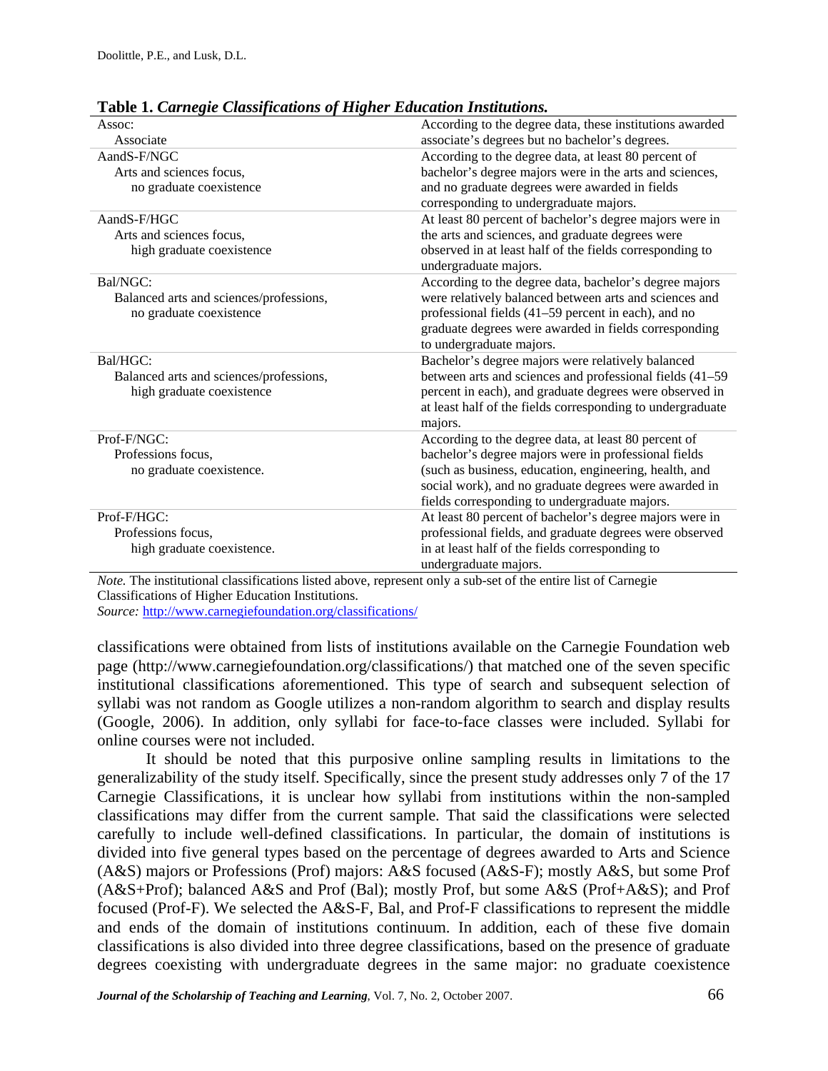**Table 1.** ***Carnegie Classifications of Higher Education Institutions.***

| | |
|---|---|
| Assoc:<br>Associate | According to the degree data, these institutions awarded associate's degrees but no bachelor's degrees. |
| AandS-F/NGC<br>Arts and sciences focus,<br>no graduate coexistence | According to the degree data, at least 80 percent of bachelor's degree majors were in the arts and sciences, and no graduate degrees were awarded in fields corresponding to undergraduate majors. |
| AandS-F/HGC<br>Arts and sciences focus,<br>high graduate coexistence | At least 80 percent of bachelor's degree majors were in the arts and sciences, and graduate degrees were observed in at least half of the fields corresponding to undergraduate majors. |
| Bal/NGC:<br>Balanced arts and sciences/professions,<br>no graduate coexistence | According to the degree data, bachelor's degree majors were relatively balanced between arts and sciences and professional fields (41–59 percent in each), and no graduate degrees were awarded in fields corresponding to undergraduate majors. |
| Bal/HGC:<br>Balanced arts and sciences/professions,<br>high graduate coexistence | Bachelor's degree majors were relatively balanced between arts and sciences and professional fields (41–59 percent in each), and graduate degrees were observed in at least half of the fields corresponding to undergraduate majors. |
| Prof-F/NGC:<br>Professions focus,<br>no graduate coexistence. | According to the degree data, at least 80 percent of bachelor's degree majors were in professional fields (such as business, education, engineering, health, and social work), and no graduate degrees were awarded in fields corresponding to undergraduate majors. |
| Prof-F/HGC:<br>Professions focus,<br>high graduate coexistence. | At least 80 percent of bachelor's degree majors were in professional fields, and graduate degrees were observed in at least half of the fields corresponding to undergraduate majors. |

*Note.* The institutional classifications listed above, represent only a sub-set of the entire list of Carnegie Classifications of Higher Education Institutions.
*Source:* http://www.carnegiefoundation.org/classifications/

classifications were obtained from lists of institutions available on the Carnegie Foundation web page (http://www.carnegiefoundation.org/classifications/) that matched one of the seven specific institutional classifications aforementioned. This type of search and subsequent selection of syllabi was not random as Google utilizes a non-random algorithm to search and display results (Google, 2006). In addition, only syllabi for face-to-face classes were included. Syllabi for online courses were not included.

It should be noted that this purposive online sampling results in limitations to the generalizability of the study itself. Specifically, since the present study addresses only 7 of the 17 Carnegie Classifications, it is unclear how syllabi from institutions within the non-sampled classifications may differ from the current sample. That said the classifications were selected carefully to include well-defined classifications. In particular, the domain of institutions is divided into five general types based on the percentage of degrees awarded to Arts and Science (A&S) majors or Professions (Prof) majors: A&S focused (A&S-F); mostly A&S, but some Prof (A&S+Prof); balanced A&S and Prof (Bal); mostly Prof, but some A&S (Prof+A&S); and Prof focused (Prof-F). We selected the A&S-F, Bal, and Prof-F classifications to represent the middle and ends of the domain of institutions continuum. In addition, each of these five domain classifications is also divided into three degree classifications, based on the presence of graduate degrees coexisting with undergraduate degrees in the same major: no graduate coexistence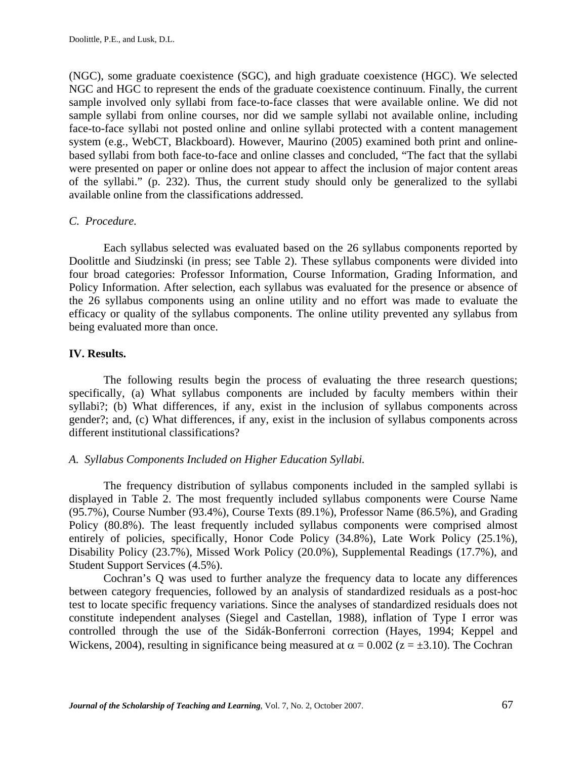(NGC), some graduate coexistence (SGC), and high graduate coexistence (HGC). We selected NGC and HGC to represent the ends of the graduate coexistence continuum. Finally, the current sample involved only syllabi from face-to-face classes that were available online. We did not sample syllabi from online courses, nor did we sample syllabi not available online, including face-to-face syllabi not posted online and online syllabi protected with a content management system (e.g., WebCT, Blackboard). However, Maurino (2005) examined both print and online-based syllabi from both face-to-face and online classes and concluded, "The fact that the syllabi were presented on paper or online does not appear to affect the inclusion of major content areas of the syllabi." (p. 232). Thus, the current study should only be generalized to the syllabi available online from the classifications addressed.

### *C. Procedure.*

Each syllabus selected was evaluated based on the 26 syllabus components reported by Doolittle and Siudzinski (in press; see Table 2). These syllabus components were divided into four broad categories: Professor Information, Course Information, Grading Information, and Policy Information. After selection, each syllabus was evaluated for the presence or absence of the 26 syllabus components using an online utility and no effort was made to evaluate the efficacy or quality of the syllabus components. The online utility prevented any syllabus from being evaluated more than once.

## IV. Results.

The following results begin the process of evaluating the three research questions; specifically, (a) What syllabus components are included by faculty members within their syllabi?; (b) What differences, if any, exist in the inclusion of syllabus components across gender?; and, (c) What differences, if any, exist in the inclusion of syllabus components across different institutional classifications?

### *A. Syllabus Components Included on Higher Education Syllabi.*

The frequency distribution of syllabus components included in the sampled syllabi is displayed in Table 2. The most frequently included syllabus components were Course Name (95.7%), Course Number (93.4%), Course Texts (89.1%), Professor Name (86.5%), and Grading Policy (80.8%). The least frequently included syllabus components were comprised almost entirely of policies, specifically, Honor Code Policy (34.8%), Late Work Policy (25.1%), Disability Policy (23.7%), Missed Work Policy (20.0%), Supplemental Readings (17.7%), and Student Support Services (4.5%).

Cochran's Q was used to further analyze the frequency data to locate any differences between category frequencies, followed by an analysis of standardized residuals as a post-hoc test to locate specific frequency variations. Since the analyses of standardized residuals does not constitute independent analyses (Siegel and Castellan, 1988), inflation of Type I error was controlled through the use of the Sidák-Bonferroni correction (Hayes, 1994; Keppel and Wickens, 2004), resulting in significance being measured at $\alpha = 0.002$ ($z = \pm 3.10$). The Cochran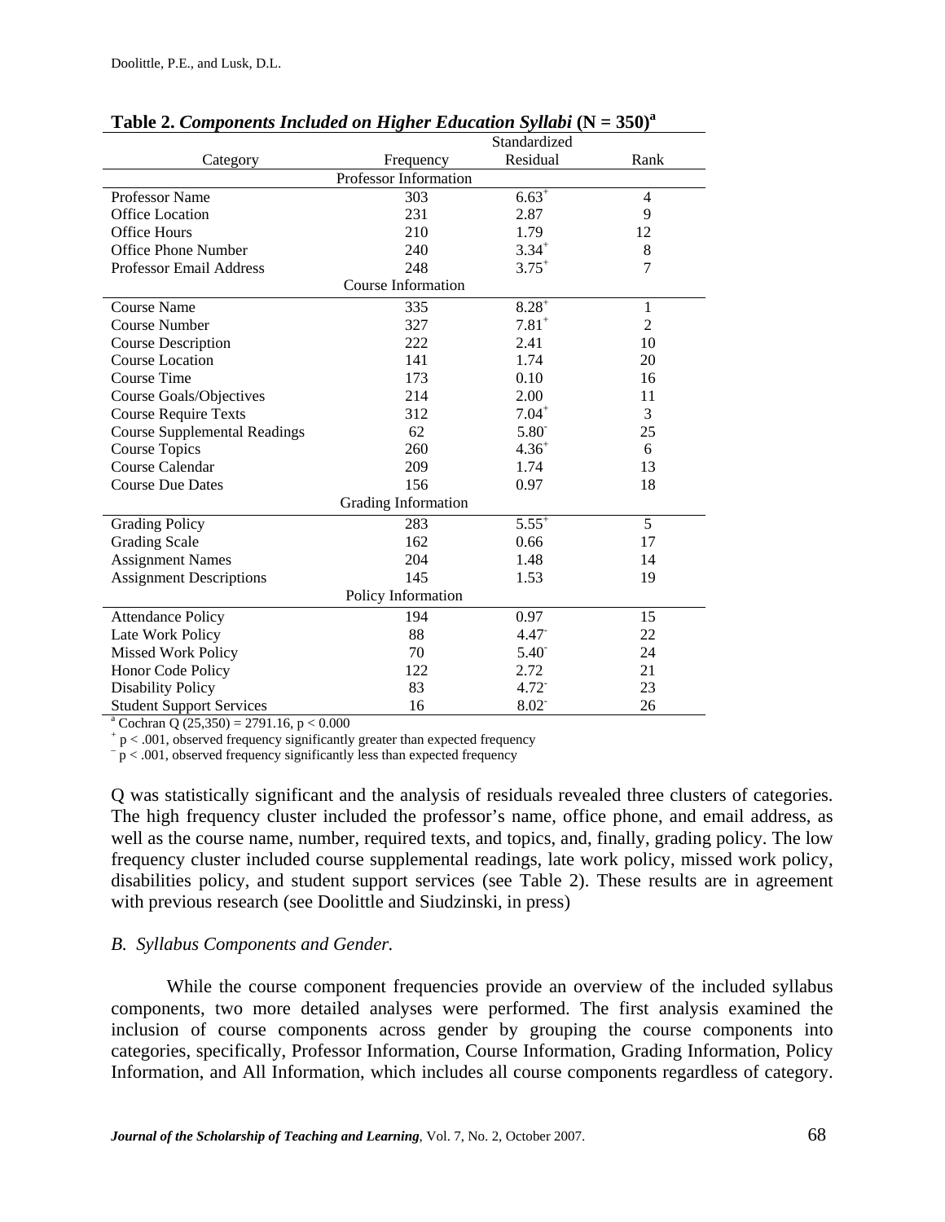**Table 2.** ***Components Included on Higher Education Syllabi*** **(N = 350)[a]**

| Category | Frequency | Standardized Residual | Rank |
|---|---|---|---|
| | Professor Information | | |
| Professor Name | 303 | 6.63[+] | 4 |
| Office Location | 231 | 2.87 | 9 |
| Office Hours | 210 | 1.79 | 12 |
| Office Phone Number | 240 | 3.34[+] | 8 |
| Professor Email Address | 248 | 3.75[+] | 7 |
| | Course Information | | |
| Course Name | 335 | 8.28[+] | 1 |
| Course Number | 327 | 7.81[+] | 2 |
| Course Description | 222 | 2.41 | 10 |
| Course Location | 141 | 1.74 | 20 |
| Course Time | 173 | 0.10 | 16 |
| Course Goals/Objectives | 214 | 2.00 | 11 |
| Course Require Texts | 312 | 7.04[+] | 3 |
| Course Supplemental Readings | 62 | 5.80[-] | 25 |
| Course Topics | 260 | 4.36[+] | 6 |
| Course Calendar | 209 | 1.74 | 13 |
| Course Due Dates | 156 | 0.97 | 18 |
| | Grading Information | | |
| Grading Policy | 283 | 5.55[+] | 5 |
| Grading Scale | 162 | 0.66 | 17 |
| Assignment Names | 204 | 1.48 | 14 |
| Assignment Descriptions | 145 | 1.53 | 19 |
| | Policy Information | | |
| Attendance Policy | 194 | 0.97 | 15 |
| Late Work Policy | 88 | 4.47[-] | 22 |
| Missed Work Policy | 70 | 5.40[-] | 24 |
| Honor Code Policy | 122 | 2.72 | 21 |
| Disability Policy | 83 | 4.72[-] | 23 |
| Student Support Services | 16 | 8.02[-] | 26 |

[a] Cochran Q (25,350) = 2791.16, $p < 0.000$
[+] $p < .001$, observed frequency significantly greater than expected frequency
[-] $p < .001$, observed frequency significantly less than expected frequency

Q was statistically significant and the analysis of residuals revealed three clusters of categories. The high frequency cluster included the professor's name, office phone, and email address, as well as the course name, number, required texts, and topics, and, finally, grading policy. The low frequency cluster included course supplemental readings, late work policy, missed work policy, disabilities policy, and student support services (see Table 2). These results are in agreement with previous research (see Doolittle and Siudzinski, in press)

### *B. Syllabus Components and Gender.*

While the course component frequencies provide an overview of the included syllabus components, two more detailed analyses were performed. The first analysis examined the inclusion of course components across gender by grouping the course components into categories, specifically, Professor Information, Course Information, Grading Information, Policy Information, and All Information, which includes all course components regardless of category.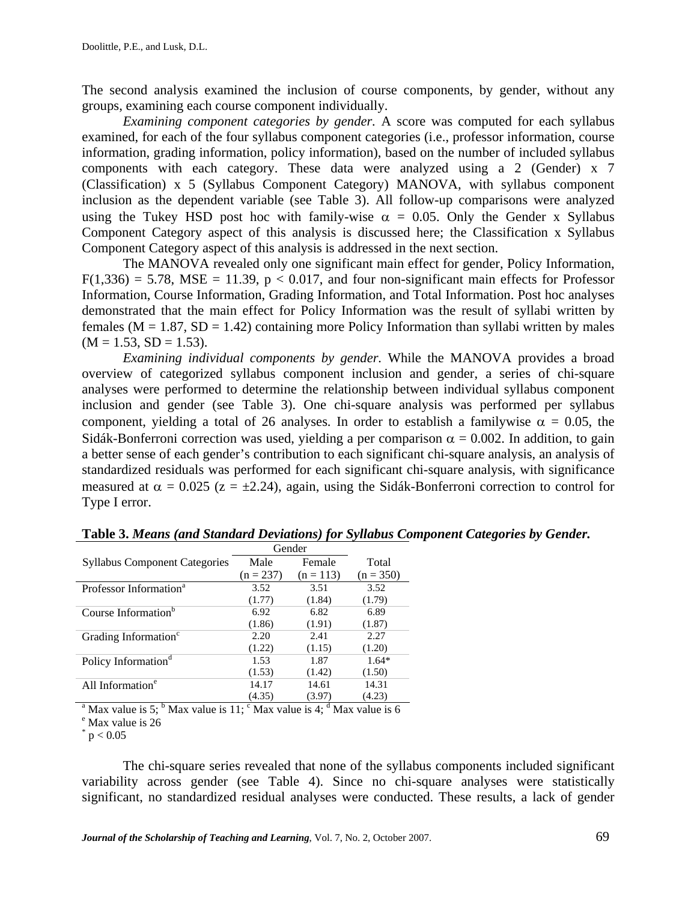The second analysis examined the inclusion of course components, by gender, without any groups, examining each course component individually.

*Examining component categories by gender*. A score was computed for each syllabus examined, for each of the four syllabus component categories (i.e., professor information, course information, grading information, policy information), based on the number of included syllabus components with each category. These data were analyzed using a 2 (Gender) x 7 (Classification) x 5 (Syllabus Component Category) MANOVA, with syllabus component inclusion as the dependent variable (see Table 3). All follow-up comparisons were analyzed using the Tukey HSD post hoc with family-wise $\alpha = 0.05$. Only the Gender x Syllabus Component Category aspect of this analysis is discussed here; the Classification x Syllabus Component Category aspect of this analysis is addressed in the next section.

The MANOVA revealed only one significant main effect for gender, Policy Information, $F(1,336) = 5.78$, $MSE = 11.39$, $p < 0.017$, and four non-significant main effects for Professor Information, Course Information, Grading Information, and Total Information. Post hoc analyses demonstrated that the main effect for Policy Information was the result of syllabi written by females ($M = 1.87$, $SD = 1.42$) containing more Policy Information than syllabi written by males ($M = 1.53$, $SD = 1.53$).

*Examining individual components by gender*. While the MANOVA provides a broad overview of categorized syllabus component inclusion and gender, a series of chi-square analyses were performed to determine the relationship between individual syllabus component inclusion and gender (see Table 3). One chi-square analysis was performed per syllabus component, yielding a total of 26 analyses. In order to establish a familywise $\alpha = 0.05$, the Sidák-Bonferroni correction was used, yielding a per comparison $\alpha = 0.002$. In addition, to gain a better sense of each gender's contribution to each significant chi-square analysis, an analysis of standardized residuals was performed for each significant chi-square analysis, with significance measured at $\alpha = 0.025$ ($z = \pm 2.24$), again, using the Sidák-Bonferroni correction to control for Type I error.

**Table 3.** ***Means (and Standard Deviations) for Syllabus Component Categories by Gender.***

| Syllabus Component Categories | Gender | | Total |
|---|---|---|---|
| | Male (n = 237) | Female (n = 113) | (n = 350) |
| Professor Information[a] | 3.52 (1.77) | 3.51 (1.84) | 3.52 (1.79) |
| Course Information[b] | 6.92 (1.86) | 6.82 (1.91) | 6.89 (1.87) |
| Grading Information[c] | 2.20 (1.22) | 2.41 (1.15) | 2.27 (1.20) |
| Policy Information[d] | 1.53 (1.53) | 1.87 (1.42) | 1.64* (1.50) |
| All Information[e] | 14.17 (4.35) | 14.61 (3.97) | 14.31 (4.23) |

[a] Max value is 5; [b] Max value is 11; [c] Max value is 4; [d] Max value is 6
[e] Max value is 26
[*] $p < 0.05$

The chi-square series revealed that none of the syllabus components included significant variability across gender (see Table 4). Since no chi-square analyses were statistically significant, no standardized residual analyses were conducted. These results, a lack of gender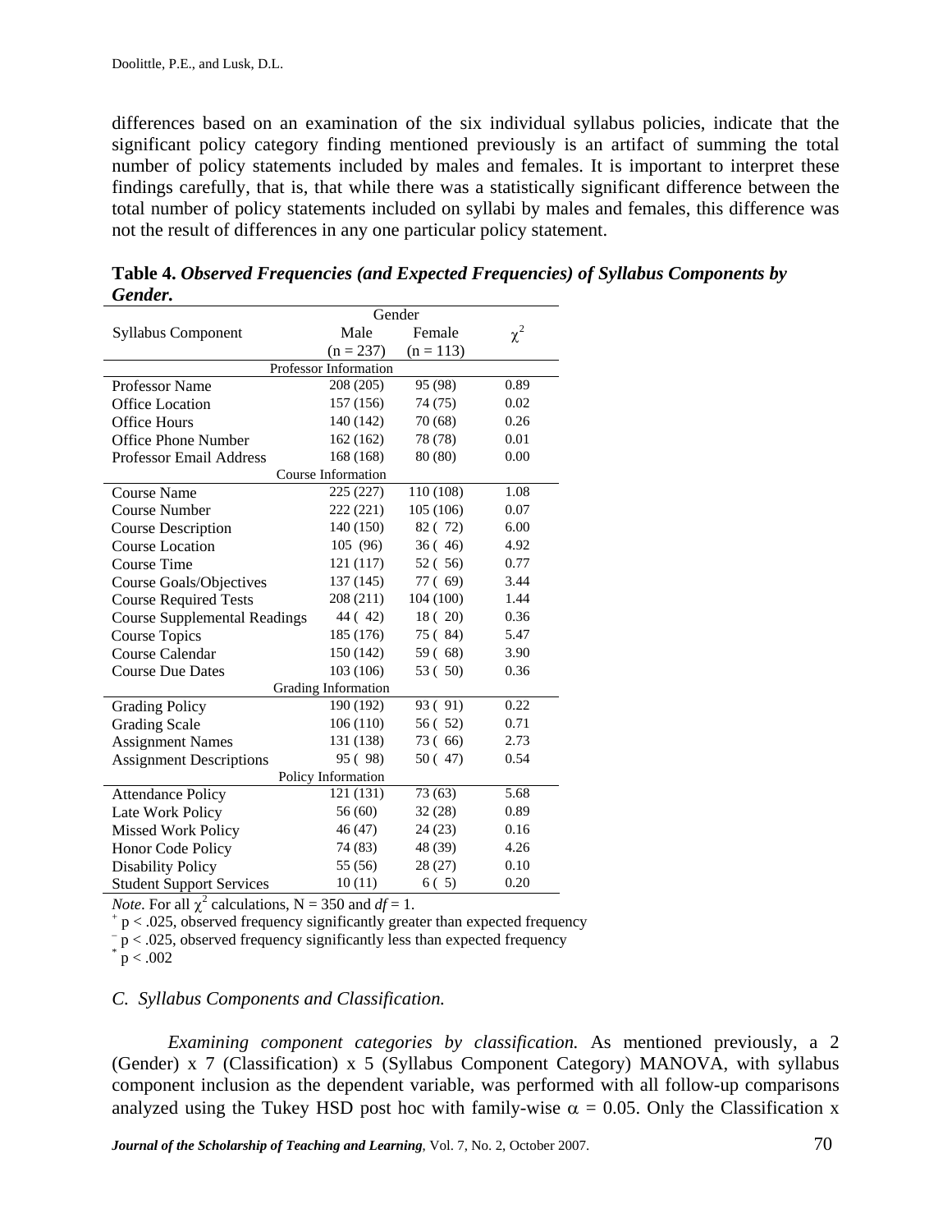differences based on an examination of the six individual syllabus policies, indicate that the significant policy category finding mentioned previously is an artifact of summing the total number of policy statements included by males and females. It is important to interpret these findings carefully, that is, that while there was a statistically significant difference between the total number of policy statements included on syllabi by males and females, this difference was not the result of differences in any one particular policy statement.

**Table 4.** ***Observed Frequencies (and Expected Frequencies) of Syllabus Components by Gender.***

| Syllabus Component | Gender | | $\chi^2$ |
|---|---|---|---|
| | Male (n = 237) | Female (n = 113) | |
| **Professor Information** | | | |
| Professor Name | 208 (205) | 95 (98) | 0.89 |
| Office Location | 157 (156) | 74 (75) | 0.02 |
| Office Hours | 140 (142) | 70 (68) | 0.26 |
| Office Phone Number | 162 (162) | 78 (78) | 0.01 |
| Professor Email Address | 168 (168) | 80 (80) | 0.00 |
| **Course Information** | | | |
| Course Name | 225 (227) | 110 (108) | 1.08 |
| Course Number | 222 (221) | 105 (106) | 0.07 |
| Course Description | 140 (150) | 82 ( 72) | 6.00 |
| Course Location | 105 (96) | 36 ( 46) | 4.92 |
| Course Time | 121 (117) | 52 ( 56) | 0.77 |
| Course Goals/Objectives | 137 (145) | 77 ( 69) | 3.44 |
| Course Required Tests | 208 (211) | 104 (100) | 1.44 |
| Course Supplemental Readings | 44 ( 42) | 18 ( 20) | 0.36 |
| Course Topics | 185 (176) | 75 ( 84) | 5.47 |
| Course Calendar | 150 (142) | 59 ( 68) | 3.90 |
| Course Due Dates | 103 (106) | 53 ( 50) | 0.36 |
| **Grading Information** | | | |
| Grading Policy | 190 (192) | 93 ( 91) | 0.22 |
| Grading Scale | 106 (110) | 56 ( 52) | 0.71 |
| Assignment Names | 131 (138) | 73 ( 66) | 2.73 |
| Assignment Descriptions | 95 ( 98) | 50 ( 47) | 0.54 |
| **Policy Information** | | | |
| Attendance Policy | 121 (131) | 73 (63) | 5.68 |
| Late Work Policy | 56 (60) | 32 (28) | 0.89 |
| Missed Work Policy | 46 (47) | 24 (23) | 0.16 |
| Honor Code Policy | 74 (83) | 48 (39) | 4.26 |
| Disability Policy | 55 (56) | 28 (27) | 0.10 |
| Student Support Services | 10 (11) | 6 ( 5) | 0.20 |

*Note*. For all $\chi^2$ calculations, N = 350 and $df = 1$.
[+] $p < .025$, observed frequency significantly greater than expected frequency
[−] $p < .025$, observed frequency significantly less than expected frequency
[*] $p < .002$

### *C. Syllabus Components and Classification.*

*Examining component categories by classification.* As mentioned previously, a 2 (Gender) x 7 (Classification) x 5 (Syllabus Component Category) MANOVA, with syllabus component inclusion as the dependent variable, was performed with all follow-up comparisons analyzed using the Tukey HSD post hoc with family-wise $\alpha = 0.05$. Only the Classification x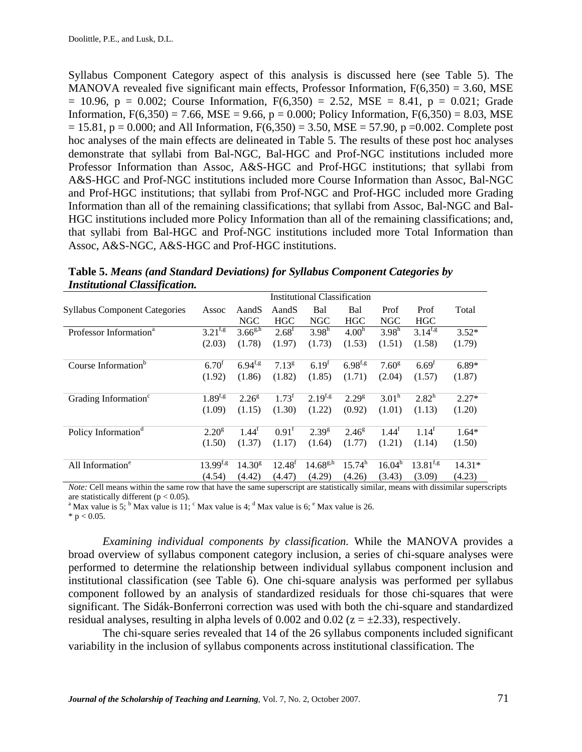Syllabus Component Category aspect of this analysis is discussed here (see Table 5). The MANOVA revealed five significant main effects, Professor Information, $F(6,350) = 3.60$, $MSE = 10.96$, $p = 0.002$; Course Information, $F(6,350) = 2.52$, $MSE = 8.41$, $p = 0.021$; Grade Information, $F(6,350) = 7.66$, $MSE = 9.66$, $p = 0.000$; Policy Information, $F(6,350) = 8.03$, $MSE = 15.81$, $p = 0.000$; and All Information, $F(6,350) = 3.50$, $MSE = 57.90$, $p = 0.002$. Complete post hoc analyses of the main effects are delineated in Table 5. The results of these post hoc analyses demonstrate that syllabi from Bal-NGC, Bal-HGC and Prof-NGC institutions included more Professor Information than Assoc, A&S-HGC and Prof-HGC institutions; that syllabi from A&S-HGC and Prof-NGC institutions included more Course Information than Assoc, Bal-NGC and Prof-HGC institutions; that syllabi from Prof-NGC and Prof-HGC included more Grading Information than all of the remaining classifications; that syllabi from Assoc, Bal-NGC and Bal-HGC institutions included more Policy Information than all of the remaining classifications; and, that syllabi from Bal-HGC and Prof-NGC institutions included more Total Information than Assoc, A&S-NGC, A&S-HGC and Prof-HGC institutions.

**Table 5.** ***Means (and Standard Deviations) for Syllabus Component Categories by Institutional Classification.***

| | Institutional Classification | | | | | | | |
|---|---|---|---|---|---|---|---|---|
| Syllabus Component Categories | Assoc | AandS NGC | AandS HGC | Bal NGC | Bal HGC | Prof NGC | Prof HGC | Total |
| Professor Information[a] | 3.21[f,g] (2.03) | 3.66[g,h] (1.78) | 2.68[f] (1.97) | 3.98[h] (1.73) | 4.00[h] (1.53) | 3.98[h] (1.51) | 3.14[f,g] (1.58) | 3.52* (1.79) |
| Course Information[b] | 6.70[f] (1.92) | 6.94[f,g] (1.86) | 7.13[g] (1.82) | 6.19[f] (1.85) | 6.98[f,g] (1.71) | 7.60[g] (2.04) | 6.69[f] (1.57) | 6.89* (1.87) |
| Grading Information[c] | 1.89[f,g] (1.09) | 2.26[g] (1.15) | 1.73[f] (1.30) | 2.19[f,g] (1.22) | 2.29[g] (0.92) | 3.01[h] (1.01) | 2.82[h] (1.13) | 2.27* (1.20) |
| Policy Information[d] | 2.20[g] (1.50) | 1.44[f] (1.37) | 0.91[f] (1.17) | 2.39[g] (1.64) | 2.46[g] (1.77) | 1.44[f] (1.21) | 1.14[f] (1.14) | 1.64* (1.50) |
| All Information[e] | 13.99[f,g] (4.54) | 14.30[g] (4.42) | 12.48[f] (4.47) | 14.68[g,h] (4.29) | 15.74[h] (4.26) | 16.04[h] (3.43) | 13.81[f,g] (3.09) | 14.31* (4.23) |

*Note:* Cell means within the same row that have the same superscript are statistically similar, means with dissimilar superscripts are statistically different ($p < 0.05$).
[a] Max value is 5; [b] Max value is 11; [c] Max value is 4; [d] Max value is 6; [e] Max value is 26.
* $p < 0.05$.

*Examining individual components by classification.* While the MANOVA provides a broad overview of syllabus component category inclusion, a series of chi-square analyses were performed to determine the relationship between individual syllabus component inclusion and institutional classification (see Table 6). One chi-square analysis was performed per syllabus component followed by an analysis of standardized residuals for those chi-squares that were significant. The Sidák-Bonferroni correction was used with both the chi-square and standardized residual analyses, resulting in alpha levels of 0.002 and 0.02 ($z = \pm 2.33$), respectively.

The chi-square series revealed that 14 of the 26 syllabus components included significant variability in the inclusion of syllabus components across institutional classification. The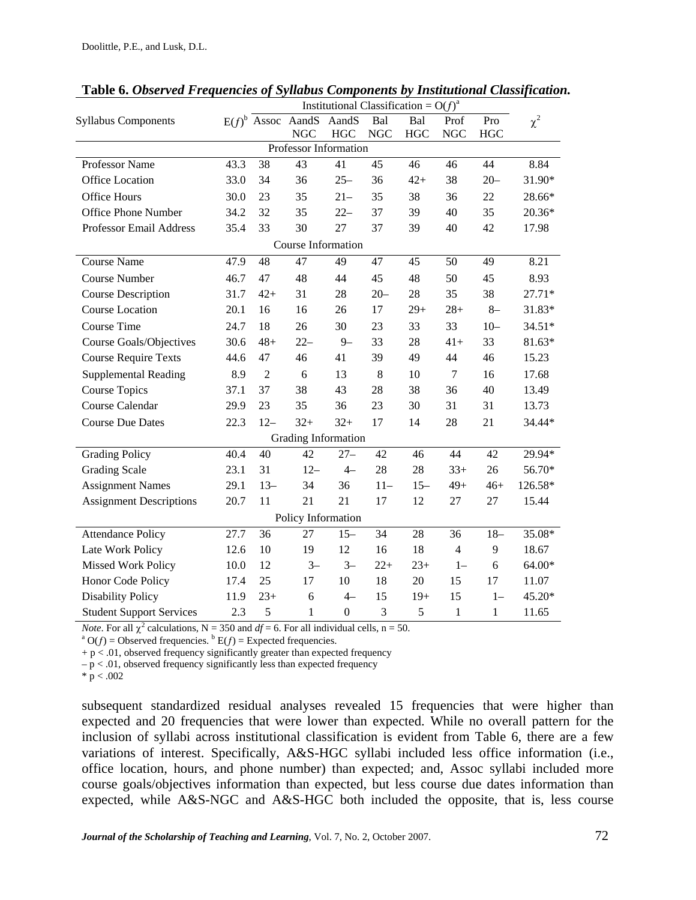**Table 6.** ***Observed Frequencies of Syllabus Components by Institutional Classification.***

| Syllabus Components | E(*f*)[b] | Institutional Classification = O(*f*)[a] | | | | | | | $\chi^2$ |
|---|---|---|---|---|---|---|---|---|---|
| | | Assoc | AandS NGC | AandS HGC | Bal NGC | Bal HGC | Prof NGC | Pro HGC | |
| **Professor Information** | | | | | | | | | |
| Professor Name | 43.3 | 38 | 43 | 41 | 45 | 46 | 46 | 44 | 8.84 |
| Office Location | 33.0 | 34 | 36 | 25– | 36 | 42+ | 38 | 20– | 31.90* |
| Office Hours | 30.0 | 23 | 35 | 21– | 35 | 38 | 36 | 22 | 28.66* |
| Office Phone Number | 34.2 | 32 | 35 | 22– | 37 | 39 | 40 | 35 | 20.36* |
| Professor Email Address | 35.4 | 33 | 30 | 27 | 37 | 39 | 40 | 42 | 17.98 |
| **Course Information** | | | | | | | | | |
| Course Name | 47.9 | 48 | 47 | 49 | 47 | 45 | 50 | 49 | 8.21 |
| Course Number | 46.7 | 47 | 48 | 44 | 45 | 48 | 50 | 45 | 8.93 |
| Course Description | 31.7 | 42+ | 31 | 28 | 20– | 28 | 35 | 38 | 27.71* |
| Course Location | 20.1 | 16 | 16 | 26 | 17 | 29+ | 28+ | 8– | 31.83* |
| Course Time | 24.7 | 18 | 26 | 30 | 23 | 33 | 33 | 10– | 34.51* |
| Course Goals/Objectives | 30.6 | 48+ | 22– | 9– | 33 | 28 | 41+ | 33 | 81.63* |
| Course Require Texts | 44.6 | 47 | 46 | 41 | 39 | 49 | 44 | 46 | 15.23 |
| Supplemental Reading | 8.9 | 2 | 6 | 13 | 8 | 10 | 7 | 16 | 17.68 |
| Course Topics | 37.1 | 37 | 38 | 43 | 28 | 38 | 36 | 40 | 13.49 |
| Course Calendar | 29.9 | 23 | 35 | 36 | 23 | 30 | 31 | 31 | 13.73 |
| Course Due Dates | 22.3 | 12– | 32+ | 32+ | 17 | 14 | 28 | 21 | 34.44* |
| **Grading Information** | | | | | | | | | |
| Grading Policy | 40.4 | 40 | 42 | 27– | 42 | 46 | 44 | 42 | 29.94* |
| Grading Scale | 23.1 | 31 | 12– | 4– | 28 | 28 | 33+ | 26 | 56.70* |
| Assignment Names | 29.1 | 13– | 34 | 36 | 11– | 15– | 49+ | 46+ | 126.58* |
| Assignment Descriptions | 20.7 | 11 | 21 | 21 | 17 | 12 | 27 | 27 | 15.44 |
| **Policy Information** | | | | | | | | | |
| Attendance Policy | 27.7 | 36 | 27 | 15– | 34 | 28 | 36 | 18– | 35.08* |
| Late Work Policy | 12.6 | 10 | 19 | 12 | 16 | 18 | 4 | 9 | 18.67 |
| Missed Work Policy | 10.0 | 12 | 3– | 3– | 22+ | 23+ | 1– | 6 | 64.00* |
| Honor Code Policy | 17.4 | 25 | 17 | 10 | 18 | 20 | 15 | 17 | 11.07 |
| Disability Policy | 11.9 | 23+ | 6 | 4– | 15 | 19+ | 15 | 1– | 45.20* |
| Student Support Services | 2.3 | 5 | 1 | 0 | 3 | 5 | 1 | 1 | 11.65 |

*Note*. For all $\chi^2$ calculations, N = 350 and $df = 6$. For all individual cells, n = 50.
[a] O(*f*) = Observed frequencies. [b] E(*f*) = Expected frequencies.
+ $p < .01$, observed frequency significantly greater than expected frequency
– $p < .01$, observed frequency significantly less than expected frequency
* $p < .002$

subsequent standardized residual analyses revealed 15 frequencies that were higher than expected and 20 frequencies that were lower than expected. While no overall pattern for the inclusion of syllabi across institutional classification is evident from Table 6, there are a few variations of interest. Specifically, A&S-HGC syllabi included less office information (i.e., office location, hours, and phone number) than expected; and, Assoc syllabi included more course goals/objectives information than expected, but less course due dates information than expected, while A&S-NGC and A&S-HGC both included the opposite, that is, less course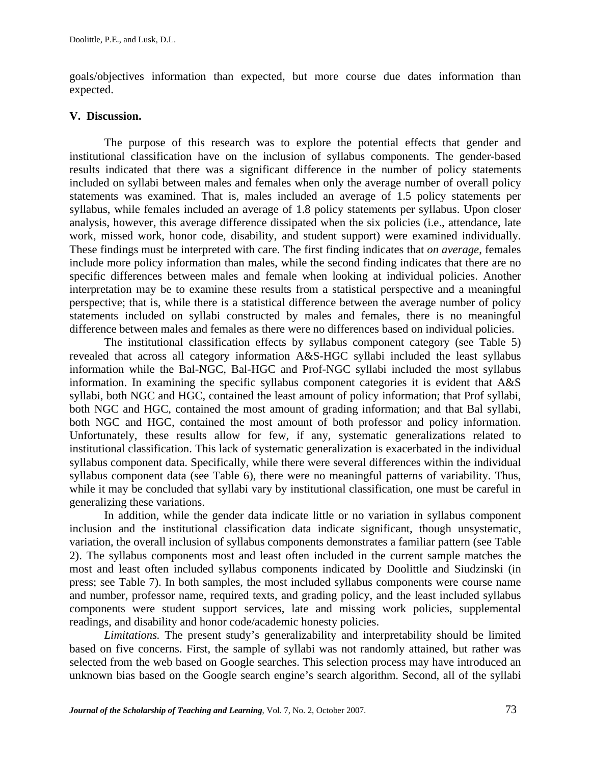goals/objectives information than expected, but more course due dates information than expected.

## V. Discussion.

The purpose of this research was to explore the potential effects that gender and institutional classification have on the inclusion of syllabus components. The gender-based results indicated that there was a significant difference in the number of policy statements included on syllabi between males and females when only the average number of overall policy statements was examined. That is, males included an average of 1.5 policy statements per syllabus, while females included an average of 1.8 policy statements per syllabus. Upon closer analysis, however, this average difference dissipated when the six policies (i.e., attendance, late work, missed work, honor code, disability, and student support) were examined individually. These findings must be interpreted with care. The first finding indicates that *on average*, females include more policy information than males, while the second finding indicates that there are no specific differences between males and female when looking at individual policies. Another interpretation may be to examine these results from a statistical perspective and a meaningful perspective; that is, while there is a statistical difference between the average number of policy statements included on syllabi constructed by males and females, there is no meaningful difference between males and females as there were no differences based on individual policies.

The institutional classification effects by syllabus component category (see Table 5) revealed that across all category information A&S-HGC syllabi included the least syllabus information while the Bal-NGC, Bal-HGC and Prof-NGC syllabi included the most syllabus information. In examining the specific syllabus component categories it is evident that A&S syllabi, both NGC and HGC, contained the least amount of policy information; that Prof syllabi, both NGC and HGC, contained the most amount of grading information; and that Bal syllabi, both NGC and HGC, contained the most amount of both professor and policy information. Unfortunately, these results allow for few, if any, systematic generalizations related to institutional classification. This lack of systematic generalization is exacerbated in the individual syllabus component data. Specifically, while there were several differences within the individual syllabus component data (see Table 6), there were no meaningful patterns of variability. Thus, while it may be concluded that syllabi vary by institutional classification, one must be careful in generalizing these variations.

In addition, while the gender data indicate little or no variation in syllabus component inclusion and the institutional classification data indicate significant, though unsystematic, variation, the overall inclusion of syllabus components demonstrates a familiar pattern (see Table 2). The syllabus components most and least often included in the current sample matches the most and least often included syllabus components indicated by Doolittle and Siudzinski (in press; see Table 7). In both samples, the most included syllabus components were course name and number, professor name, required texts, and grading policy, and the least included syllabus components were student support services, late and missing work policies, supplemental readings, and disability and honor code/academic honesty policies.

*Limitations.* The present study's generalizability and interpretability should be limited based on five concerns. First, the sample of syllabi was not randomly attained, but rather was selected from the web based on Google searches. This selection process may have introduced an unknown bias based on the Google search engine's search algorithm. Second, all of the syllabi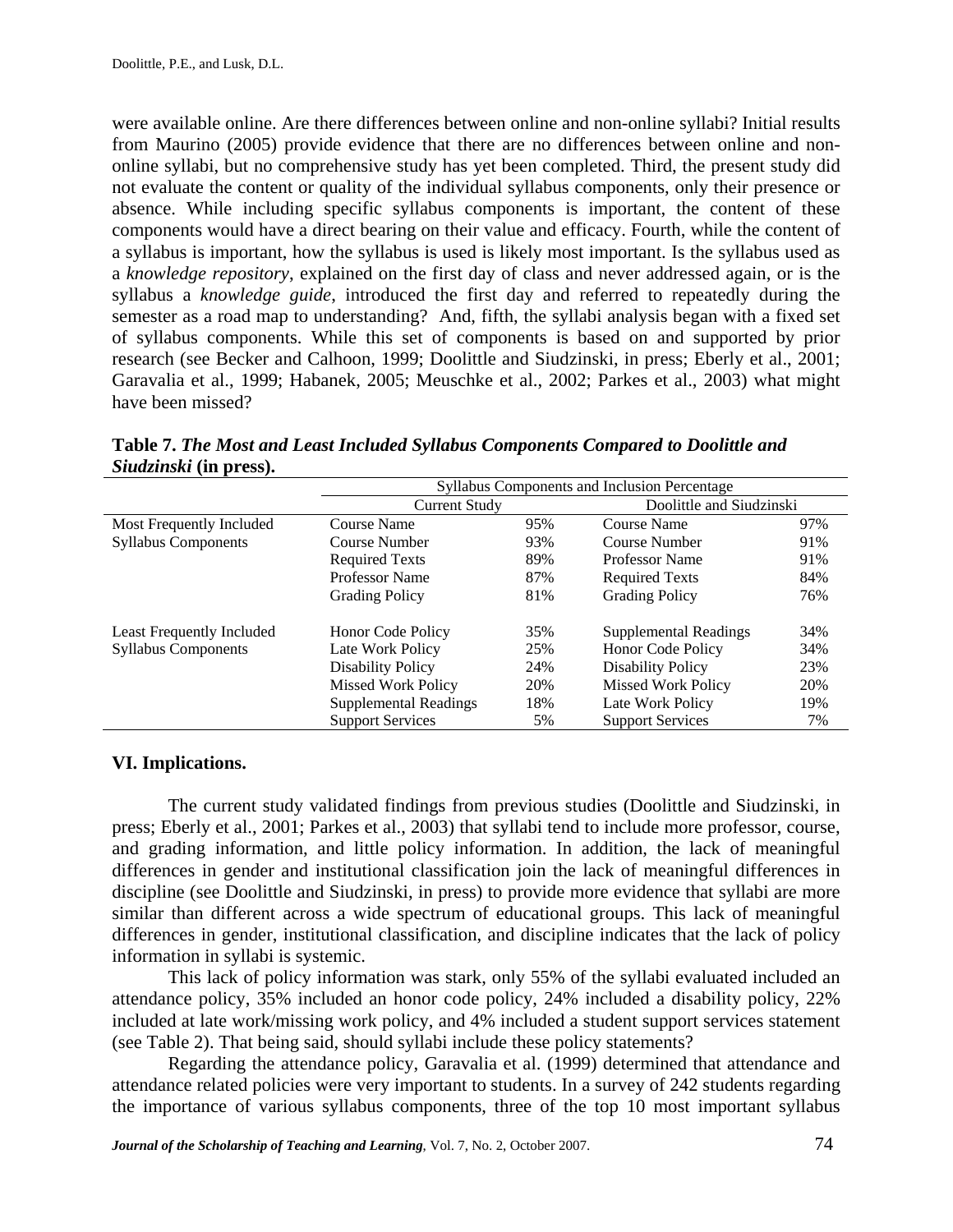were available online. Are there differences between online and non-online syllabi? Initial results from Maurino (2005) provide evidence that there are no differences between online and non-online syllabi, but no comprehensive study has yet been completed. Third, the present study did not evaluate the content or quality of the individual syllabus components, only their presence or absence. While including specific syllabus components is important, the content of these components would have a direct bearing on their value and efficacy. Fourth, while the content of a syllabus is important, how the syllabus is used is likely most important. Is the syllabus used as a *knowledge repository*, explained on the first day of class and never addressed again, or is the syllabus a *knowledge guide*, introduced the first day and referred to repeatedly during the semester as a road map to understanding? And, fifth, the syllabi analysis began with a fixed set of syllabus components. While this set of components is based on and supported by prior research (see Becker and Calhoon, 1999; Doolittle and Siudzinski, in press; Eberly et al., 2001; Garavalia et al., 1999; Habanek, 2005; Meuschke et al., 2002; Parkes et al., 2003) what might have been missed?

**Table 7.** ***The Most and Least Included Syllabus Components Compared to Doolittle and Siudzinski*** **(in press).**

| | Syllabus Components and Inclusion Percentage | | | |
|---|---|---|---|---|
| | Current Study | | Doolittle and Siudzinski | |
| Most Frequently Included Syllabus Components | Course Name | 95% | Course Name | 97% |
| | Course Number | 93% | Course Number | 91% |
| | Required Texts | 89% | Professor Name | 91% |
| | Professor Name | 87% | Required Texts | 84% |
| | Grading Policy | 81% | Grading Policy | 76% |
| Least Frequently Included Syllabus Components | Honor Code Policy | 35% | Supplemental Readings | 34% |
| | Late Work Policy | 25% | Honor Code Policy | 34% |
| | Disability Policy | 24% | Disability Policy | 23% |
| | Missed Work Policy | 20% | Missed Work Policy | 20% |
| | Supplemental Readings | 18% | Late Work Policy | 19% |
| | Support Services | 5% | Support Services | 7% |

## VI. Implications.

The current study validated findings from previous studies (Doolittle and Siudzinski, in press; Eberly et al., 2001; Parkes et al., 2003) that syllabi tend to include more professor, course, and grading information, and little policy information. In addition, the lack of meaningful differences in gender and institutional classification join the lack of meaningful differences in discipline (see Doolittle and Siudzinski, in press) to provide more evidence that syllabi are more similar than different across a wide spectrum of educational groups. This lack of meaningful differences in gender, institutional classification, and discipline indicates that the lack of policy information in syllabi is systemic.

This lack of policy information was stark, only 55% of the syllabi evaluated included an attendance policy, 35% included an honor code policy, 24% included a disability policy, 22% included at late work/missing work policy, and 4% included a student support services statement (see Table 2). That being said, should syllabi include these policy statements?

Regarding the attendance policy, Garavalia et al. (1999) determined that attendance and attendance related policies were very important to students. In a survey of 242 students regarding the importance of various syllabus components, three of the top 10 most important syllabus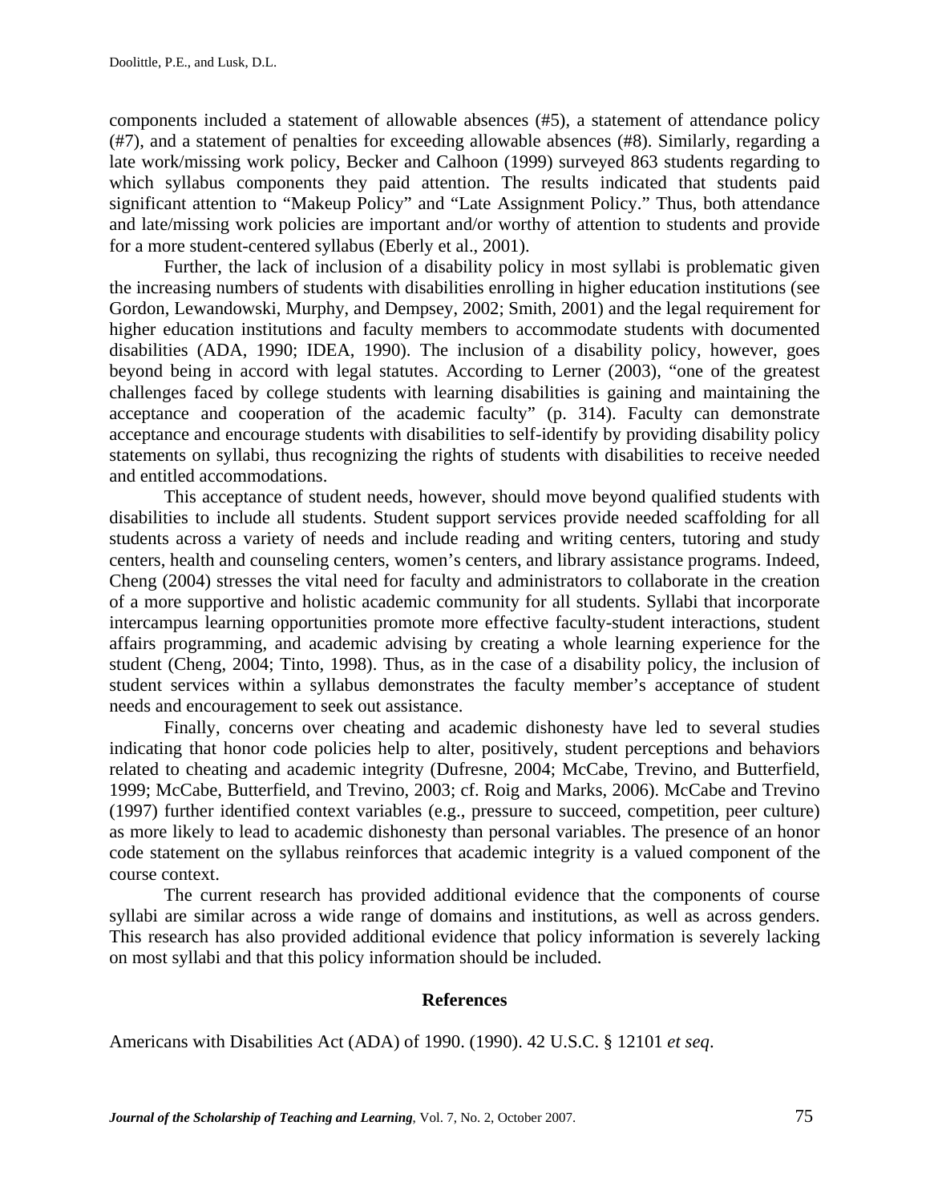components included a statement of allowable absences (#5), a statement of attendance policy (#7), and a statement of penalties for exceeding allowable absences (#8). Similarly, regarding a late work/missing work policy, Becker and Calhoon (1999) surveyed 863 students regarding to which syllabus components they paid attention. The results indicated that students paid significant attention to "Makeup Policy" and "Late Assignment Policy." Thus, both attendance and late/missing work policies are important and/or worthy of attention to students and provide for a more student-centered syllabus (Eberly et al., 2001).

Further, the lack of inclusion of a disability policy in most syllabi is problematic given the increasing numbers of students with disabilities enrolling in higher education institutions (see Gordon, Lewandowski, Murphy, and Dempsey, 2002; Smith, 2001) and the legal requirement for higher education institutions and faculty members to accommodate students with documented disabilities (ADA, 1990; IDEA, 1990). The inclusion of a disability policy, however, goes beyond being in accord with legal statutes. According to Lerner (2003), "one of the greatest challenges faced by college students with learning disabilities is gaining and maintaining the acceptance and cooperation of the academic faculty" (p. 314). Faculty can demonstrate acceptance and encourage students with disabilities to self-identify by providing disability policy statements on syllabi, thus recognizing the rights of students with disabilities to receive needed and entitled accommodations.

This acceptance of student needs, however, should move beyond qualified students with disabilities to include all students. Student support services provide needed scaffolding for all students across a variety of needs and include reading and writing centers, tutoring and study centers, health and counseling centers, women's centers, and library assistance programs. Indeed, Cheng (2004) stresses the vital need for faculty and administrators to collaborate in the creation of a more supportive and holistic academic community for all students. Syllabi that incorporate intercampus learning opportunities promote more effective faculty-student interactions, student affairs programming, and academic advising by creating a whole learning experience for the student (Cheng, 2004; Tinto, 1998). Thus, as in the case of a disability policy, the inclusion of student services within a syllabus demonstrates the faculty member's acceptance of student needs and encouragement to seek out assistance.

Finally, concerns over cheating and academic dishonesty have led to several studies indicating that honor code policies help to alter, positively, student perceptions and behaviors related to cheating and academic integrity (Dufresne, 2004; McCabe, Trevino, and Butterfield, 1999; McCabe, Butterfield, and Trevino, 2003; cf. Roig and Marks, 2006). McCabe and Trevino (1997) further identified context variables (e.g., pressure to succeed, competition, peer culture) as more likely to lead to academic dishonesty than personal variables. The presence of an honor code statement on the syllabus reinforces that academic integrity is a valued component of the course context.

The current research has provided additional evidence that the components of course syllabi are similar across a wide range of domains and institutions, as well as across genders. This research has also provided additional evidence that policy information is severely lacking on most syllabi and that this policy information should be included.

## References

Americans with Disabilities Act (ADA) of 1990. (1990). 42 U.S.C. § 12101 *et seq*.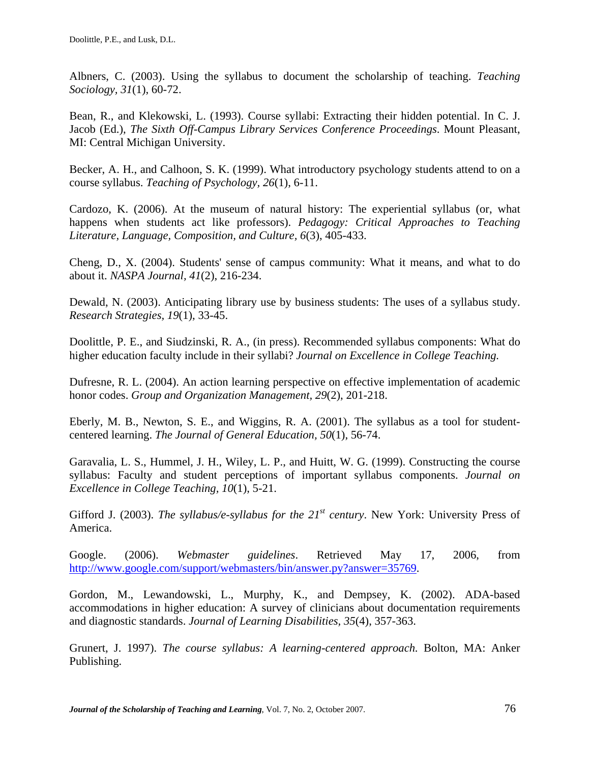Albners, C. (2003). Using the syllabus to document the scholarship of teaching. *Teaching Sociology, 31*(1), 60-72.

Bean, R., and Klekowski, L. (1993). Course syllabi: Extracting their hidden potential. In C. J. Jacob (Ed.), *The Sixth Off-Campus Library Services Conference Proceedings*. Mount Pleasant, MI: Central Michigan University.

Becker, A. H., and Calhoon, S. K. (1999). What introductory psychology students attend to on a course syllabus. *Teaching of Psychology, 26*(1), 6-11.

Cardozo, K. (2006). At the museum of natural history: The experiential syllabus (or, what happens when students act like professors). *Pedagogy: Critical Approaches to Teaching Literature, Language, Composition, and Culture, 6*(3), 405-433.

Cheng, D., X. (2004). Students' sense of campus community: What it means, and what to do about it. *NASPA Journal, 41*(2), 216-234.

Dewald, N. (2003). Anticipating library use by business students: The uses of a syllabus study. *Research Strategies, 19*(1), 33-45.

Doolittle, P. E., and Siudzinski, R. A., (in press). Recommended syllabus components: What do higher education faculty include in their syllabi? *Journal on Excellence in College Teaching.*

Dufresne, R. L. (2004). An action learning perspective on effective implementation of academic honor codes. *Group and Organization Management, 29*(2), 201-218.

Eberly, M. B., Newton, S. E., and Wiggins, R. A. (2001). The syllabus as a tool for student-centered learning. *The Journal of General Education, 50*(1), 56-74.

Garavalia, L. S., Hummel, J. H., Wiley, L. P., and Huitt, W. G. (1999). Constructing the course syllabus: Faculty and student perceptions of important syllabus components. *Journal on Excellence in College Teaching, 10*(1), 5-21.

Gifford J. (2003). *The syllabus/e-syllabus for the 21st century*. New York: University Press of America.

Google. (2006). *Webmaster guidelines*. Retrieved May 17, 2006, from http://www.google.com/support/webmasters/bin/answer.py?answer=35769.

Gordon, M., Lewandowski, L., Murphy, K., and Dempsey, K. (2002). ADA-based accommodations in higher education: A survey of clinicians about documentation requirements and diagnostic standards. *Journal of Learning Disabilities, 35*(4), 357-363.

Grunert, J. 1997). *The course syllabus: A learning-centered approach.* Bolton, MA: Anker Publishing.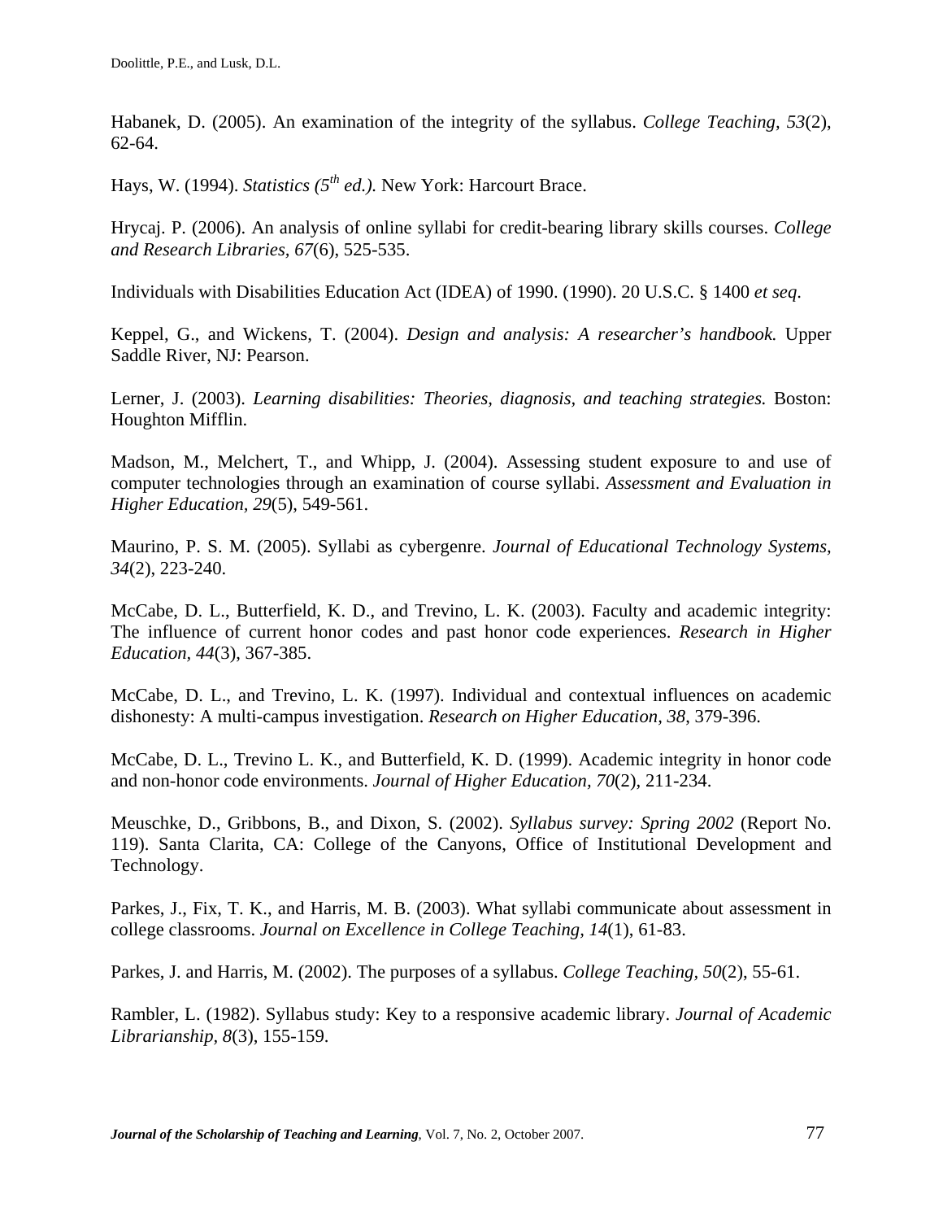Habanek, D. (2005). An examination of the integrity of the syllabus. *College Teaching, 53*(2), 62-64.

Hays, W. (1994). *Statistics (5th ed.).* New York: Harcourt Brace.

Hrycaj. P. (2006). An analysis of online syllabi for credit-bearing library skills courses. *College and Research Libraries, 67*(6), 525-535.

Individuals with Disabilities Education Act (IDEA) of 1990. (1990). 20 U.S.C. § 1400 *et seq*.

Keppel, G., and Wickens, T. (2004). *Design and analysis: A researcher's handbook.* Upper Saddle River, NJ: Pearson.

Lerner, J. (2003). *Learning disabilities: Theories, diagnosis, and teaching strategies.* Boston: Houghton Mifflin.

Madson, M., Melchert, T., and Whipp, J. (2004). Assessing student exposure to and use of computer technologies through an examination of course syllabi. *Assessment and Evaluation in Higher Education, 29*(5), 549-561.

Maurino, P. S. M. (2005). Syllabi as cybergenre. *Journal of Educational Technology Systems, 34*(2), 223-240.

McCabe, D. L., Butterfield, K. D., and Trevino, L. K. (2003). Faculty and academic integrity: The influence of current honor codes and past honor code experiences. *Research in Higher Education, 44*(3), 367-385.

McCabe, D. L., and Trevino, L. K. (1997). Individual and contextual influences on academic dishonesty: A multi-campus investigation. *Research on Higher Education, 38*, 379-396.

McCabe, D. L., Trevino L. K., and Butterfield, K. D. (1999). Academic integrity in honor code and non-honor code environments. *Journal of Higher Education, 70*(2), 211-234.

Meuschke, D., Gribbons, B., and Dixon, S. (2002). *Syllabus survey: Spring 2002* (Report No. 119). Santa Clarita, CA: College of the Canyons, Office of Institutional Development and Technology.

Parkes, J., Fix, T. K., and Harris, M. B. (2003). What syllabi communicate about assessment in college classrooms. *Journal on Excellence in College Teaching, 14*(1), 61-83.

Parkes, J. and Harris, M. (2002). The purposes of a syllabus. *College Teaching, 50*(2), 55-61.

Rambler, L. (1982). Syllabus study: Key to a responsive academic library. *Journal of Academic Librarianship, 8*(3), 155-159.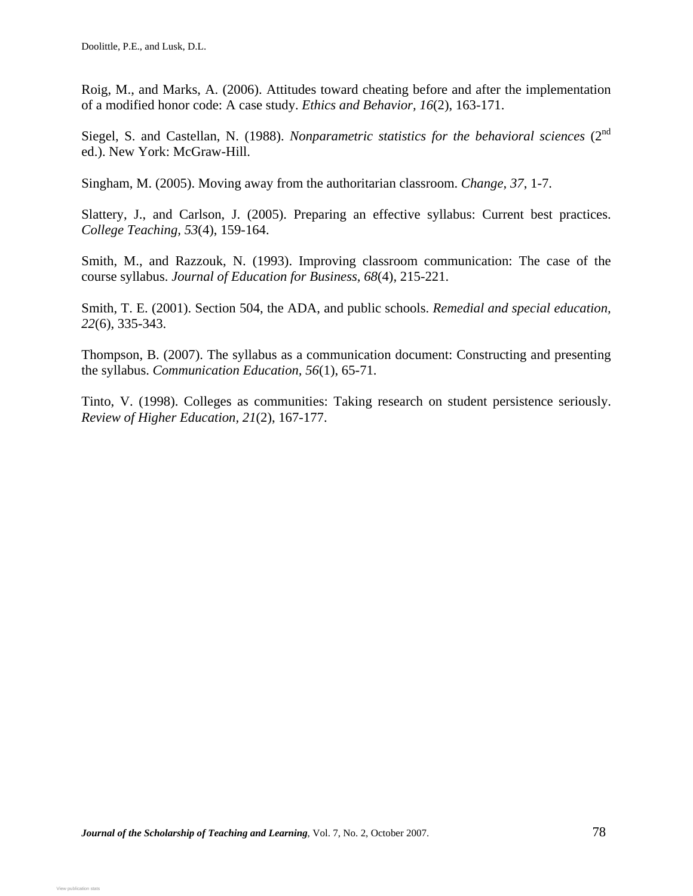Roig, M., and Marks, A. (2006). Attitudes toward cheating before and after the implementation of a modified honor code: A case study. *Ethics and Behavior, 16*(2), 163-171.

Siegel, S. and Castellan, N. (1988). *Nonparametric statistics for the behavioral sciences* (2nd ed.). New York: McGraw-Hill.

Singham, M. (2005). Moving away from the authoritarian classroom. *Change, 37*, 1-7.

Slattery, J., and Carlson, J. (2005). Preparing an effective syllabus: Current best practices. *College Teaching, 53*(4), 159-164.

Smith, M., and Razzouk, N. (1993). Improving classroom communication: The case of the course syllabus. *Journal of Education for Business, 68*(4), 215-221.

Smith, T. E. (2001). Section 504, the ADA, and public schools. *Remedial and special education, 22*(6), 335-343.

Thompson, B. (2007). The syllabus as a communication document: Constructing and presenting the syllabus. *Communication Education, 56*(1), 65-71.

Tinto, V. (1998). Colleges as communities: Taking research on student persistence seriously. *Review of Higher Education, 21*(2), 167-177.